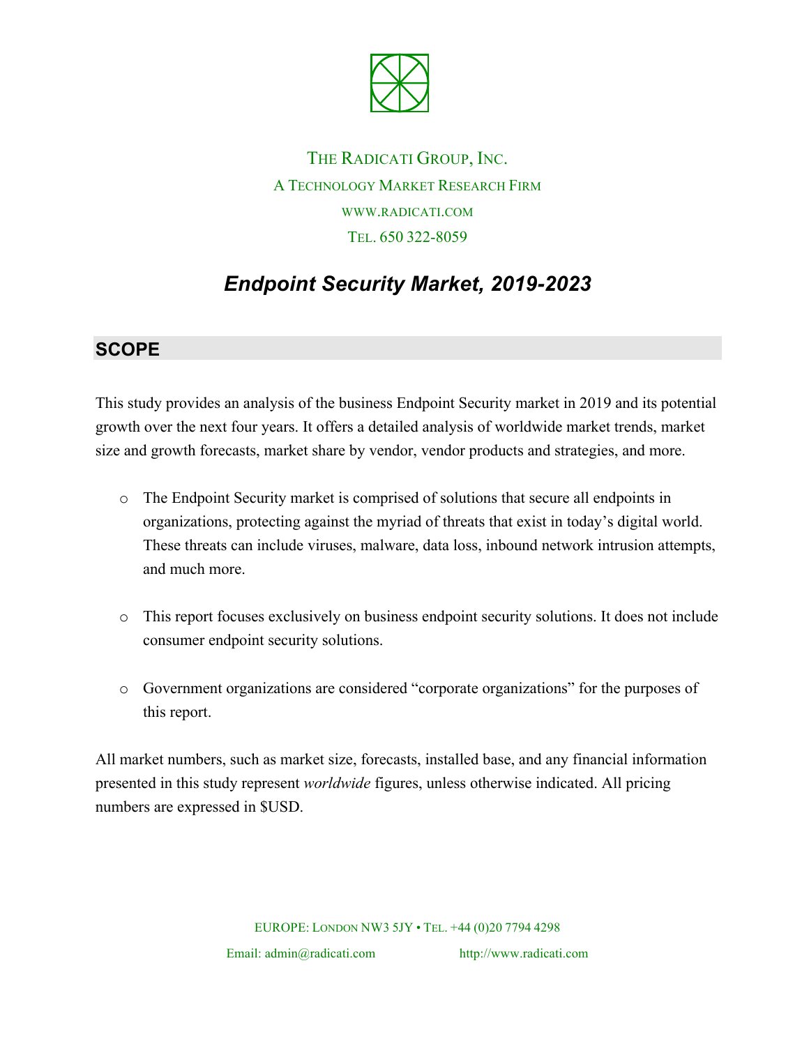THE RADICATI GROUP, INC.

A TECHNOLOGY MARKET RESEARCH FIRM

WWW.RADICATI.COM

TEL. 650 322-8059

# *Endpoint Security Market, 2019-2023*

## SCOPE

This study provides an analysis of the business Endpoint Security market in 2019 and its potential growth over the next four years. It offers a detailed analysis of worldwide market trends, market size and growth forecasts, market share by vendor, vendor products and strategies, and more.

- The Endpoint Security market is comprised of solutions that secure all endpoints in organizations, protecting against the myriad of threats that exist in today's digital world. These threats can include viruses, malware, data loss, inbound network intrusion attempts, and much more.

- This report focuses exclusively on business endpoint security solutions. It does not include consumer endpoint security solutions.

- Government organizations are considered "corporate organizations" for the purposes of this report.

All market numbers, such as market size, forecasts, installed base, and any financial information presented in this study represent *worldwide* figures, unless otherwise indicated. All pricing numbers are expressed in $USD.

EUROPE: LONDON NW3 5JY • TEL. +44 (0)20 7794 4298

Email: admin@radicati.com http://www.radicati.com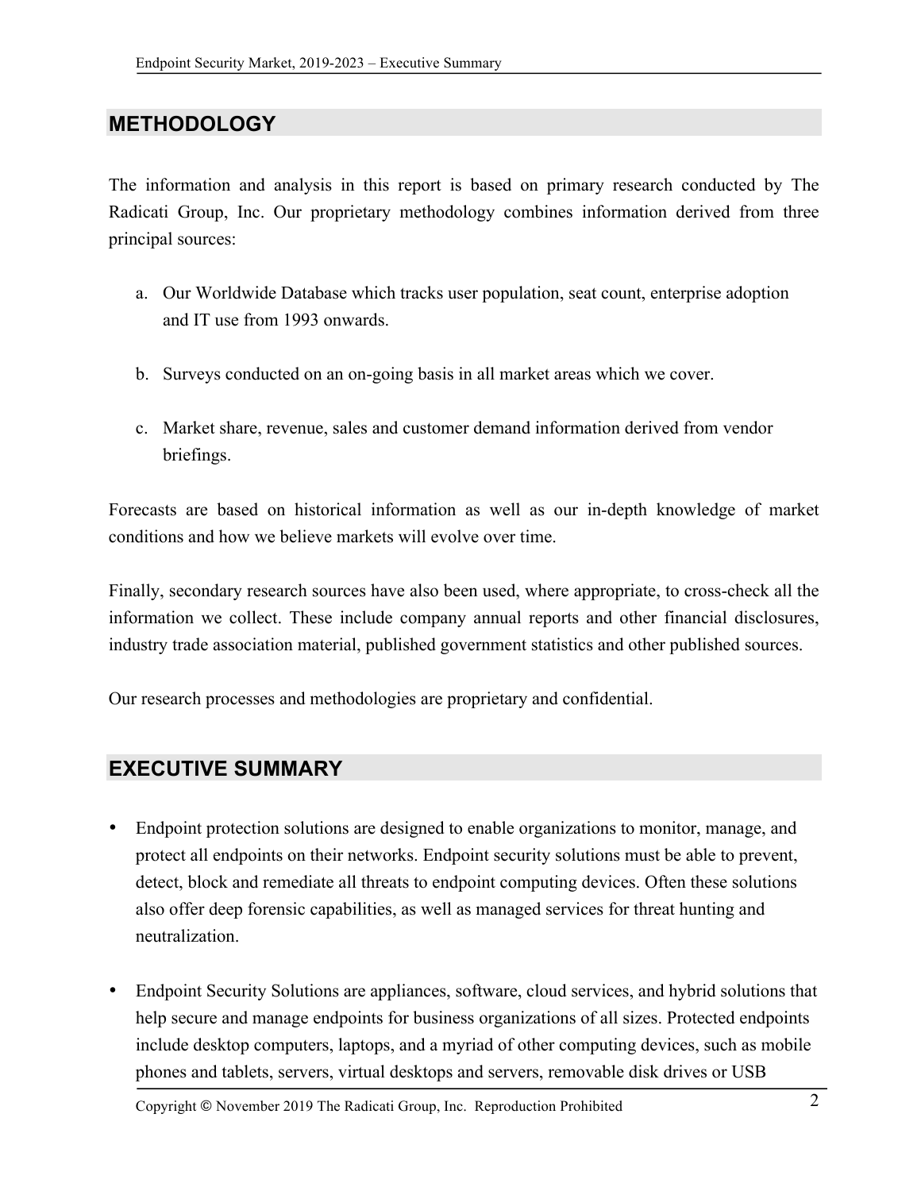## METHODOLOGY

The information and analysis in this report is based on primary research conducted by The Radicati Group, Inc. Our proprietary methodology combines information derived from three principal sources:

a. Our Worldwide Database which tracks user population, seat count, enterprise adoption and IT use from 1993 onwards.

b. Surveys conducted on an on-going basis in all market areas which we cover.

c. Market share, revenue, sales and customer demand information derived from vendor briefings.

Forecasts are based on historical information as well as our in-depth knowledge of market conditions and how we believe markets will evolve over time.

Finally, secondary research sources have also been used, where appropriate, to cross-check all the information we collect. These include company annual reports and other financial disclosures, industry trade association material, published government statistics and other published sources.

Our research processes and methodologies are proprietary and confidential.

## EXECUTIVE SUMMARY

- Endpoint protection solutions are designed to enable organizations to monitor, manage, and protect all endpoints on their networks. Endpoint security solutions must be able to prevent, detect, block and remediate all threats to endpoint computing devices. Often these solutions also offer deep forensic capabilities, as well as managed services for threat hunting and neutralization.

- Endpoint Security Solutions are appliances, software, cloud services, and hybrid solutions that help secure and manage endpoints for business organizations of all sizes. Protected endpoints include desktop computers, laptops, and a myriad of other computing devices, such as mobile phones and tablets, servers, virtual desktops and servers, removable disk drives or USB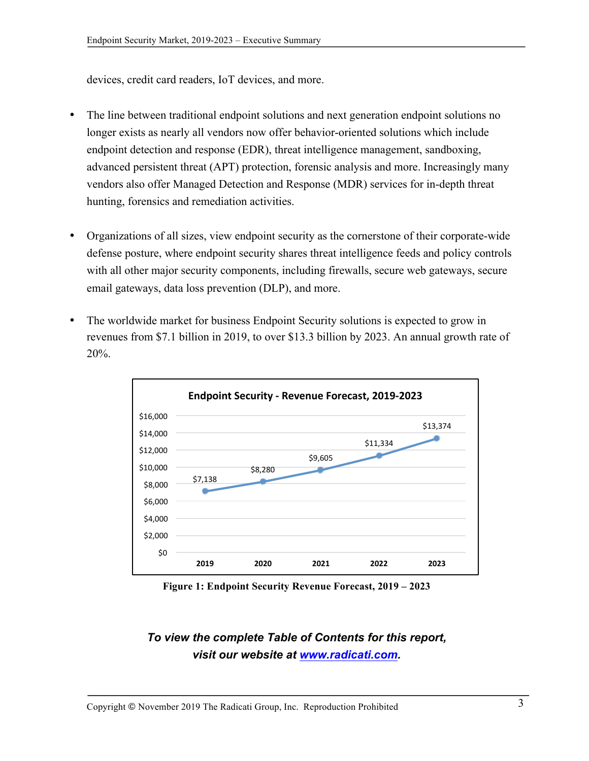devices, credit card readers, IoT devices, and more.

- The line between traditional endpoint solutions and next generation endpoint solutions no longer exists as nearly all vendors now offer behavior-oriented solutions which include endpoint detection and response (EDR), threat intelligence management, sandboxing, advanced persistent threat (APT) protection, forensic analysis and more. Increasingly many vendors also offer Managed Detection and Response (MDR) services for in-depth threat hunting, forensics and remediation activities.

- Organizations of all sizes, view endpoint security as the cornerstone of their corporate-wide defense posture, where endpoint security shares threat intelligence feeds and policy controls with all other major security components, including firewalls, secure web gateways, secure email gateways, data loss prevention (DLP), and more.

- The worldwide market for business Endpoint Security solutions is expected to grow in revenues from $7.1 billion in 2019, to over $13.3 billion by 2023. An annual growth rate of 20%.

Endpoint Security - Revenue Forecast, 2019-2023

$16,000
$14,000
$12,000
$10,000
$8,000
$6,000
$4,000
$2,000
$0

2019: $7,138
2020: $8,280
2021: $9,605
2022: $11,334
2023: $13,374

**Figure 1: Endpoint Security Revenue Forecast, 2019 – 2023**

***To view the complete Table of Contents for this report, visit our website at [www.radicati.com](http://www.radicati.com).***